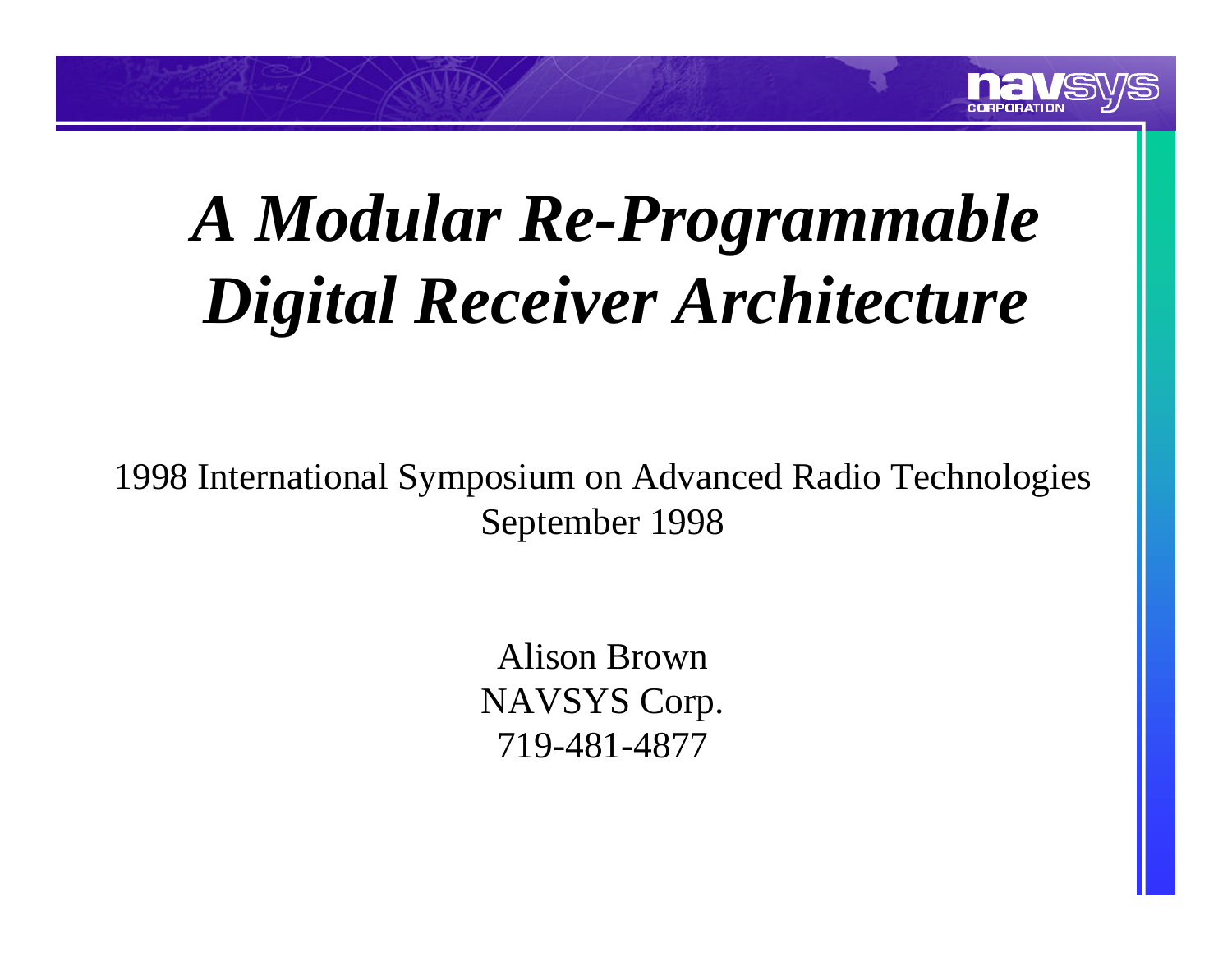# *A Modular Re-Programmable Digital Receiver Architecture*

1998 International Symposium on Advanced Radio Technologies
September 1998

Alison Brown
NAVSYS Corp.
719-481-4877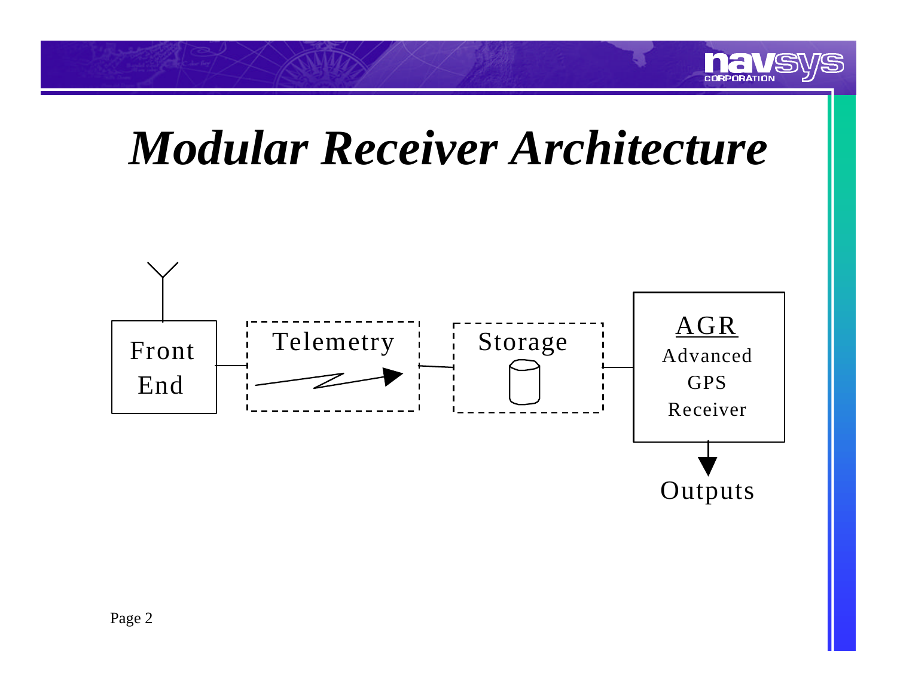# *Modular Receiver Architecture*

Front End

Telemetry

Storage

AGR

Advanced GPS Receiver

Outputs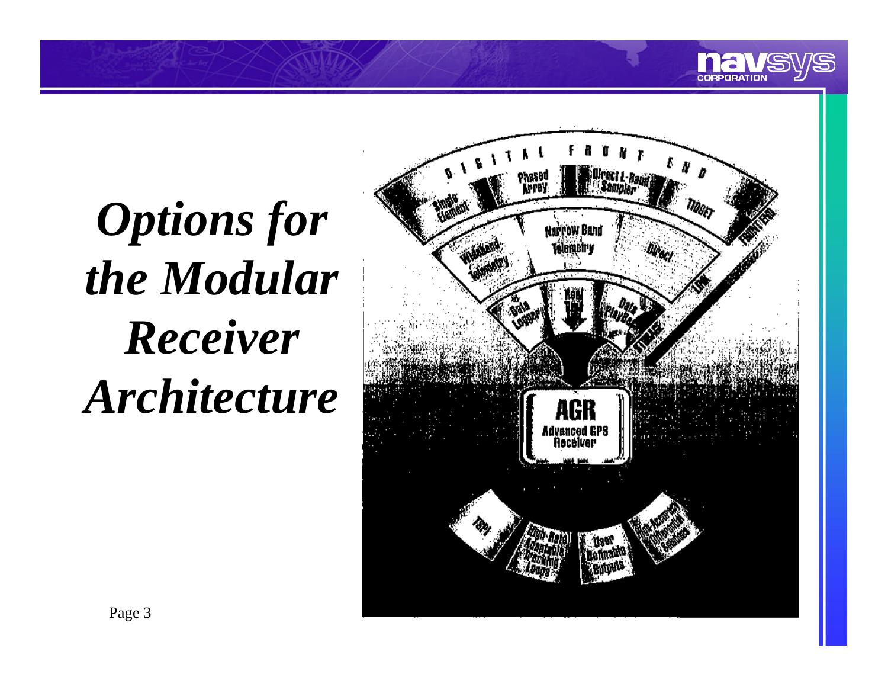# *Options for the Modular Receiver Architecture*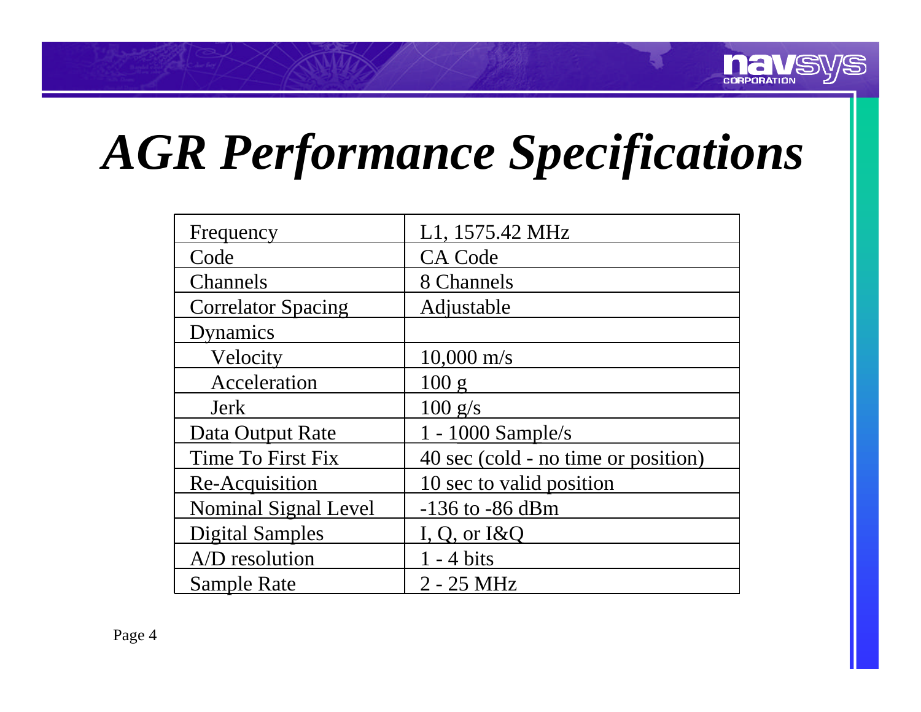# *AGR Performance Specifications*

| | |
|---|---|
| Frequency | L1, 1575.42 MHz |
| Code | CA Code |
| Channels | 8 Channels |
| Correlator Spacing | Adjustable |
| Dynamics | |
| Velocity | 10,000 m/s |
| Acceleration | 100 g |
| Jerk | 100 g/s |
| Data Output Rate | 1 - 1000 Sample/s |
| Time To First Fix | 40 sec (cold - no time or position) |
| Re-Acquisition | 10 sec to valid position |
| Nominal Signal Level | -136 to -86 dBm |
| Digital Samples | I, Q, or I&Q |
| A/D resolution | 1 - 4 bits |
| Sample Rate | 2 - 25 MHz |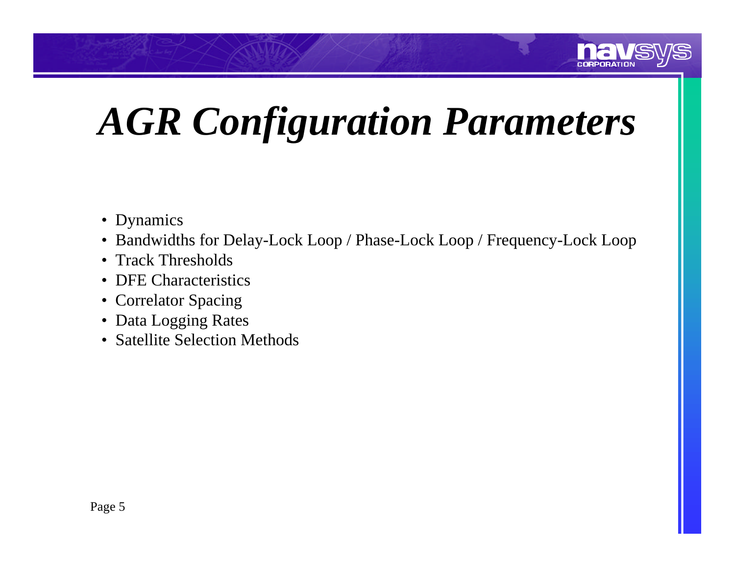# *AGR Configuration Parameters*

- Dynamics
- Bandwidths for Delay-Lock Loop / Phase-Lock Loop / Frequency-Lock Loop
- Track Thresholds
- DFE Characteristics
- Correlator Spacing
- Data Logging Rates
- Satellite Selection Methods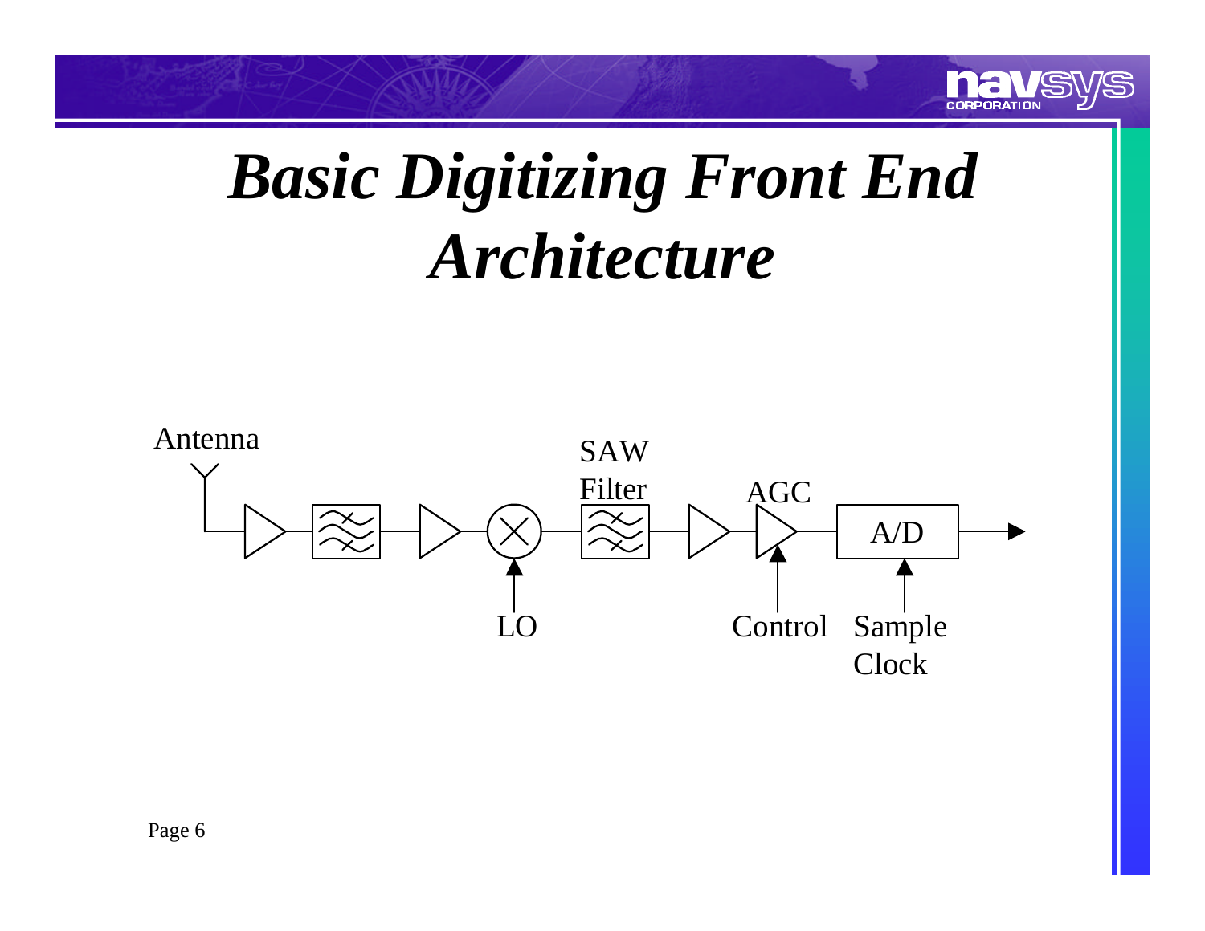# *Basic Digitizing Front End Architecture*

Antenna

SAW Filter

AGC

A/D

LO

Control

Sample Clock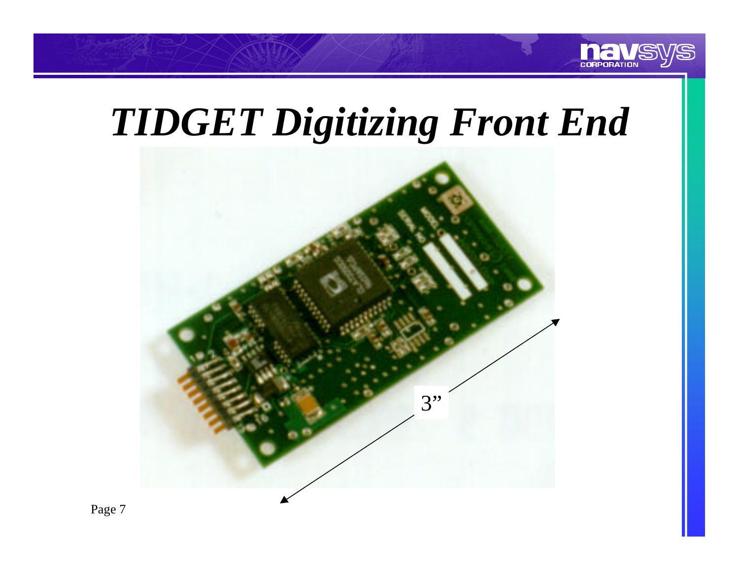# *TIDGET Digitizing Front End*

3”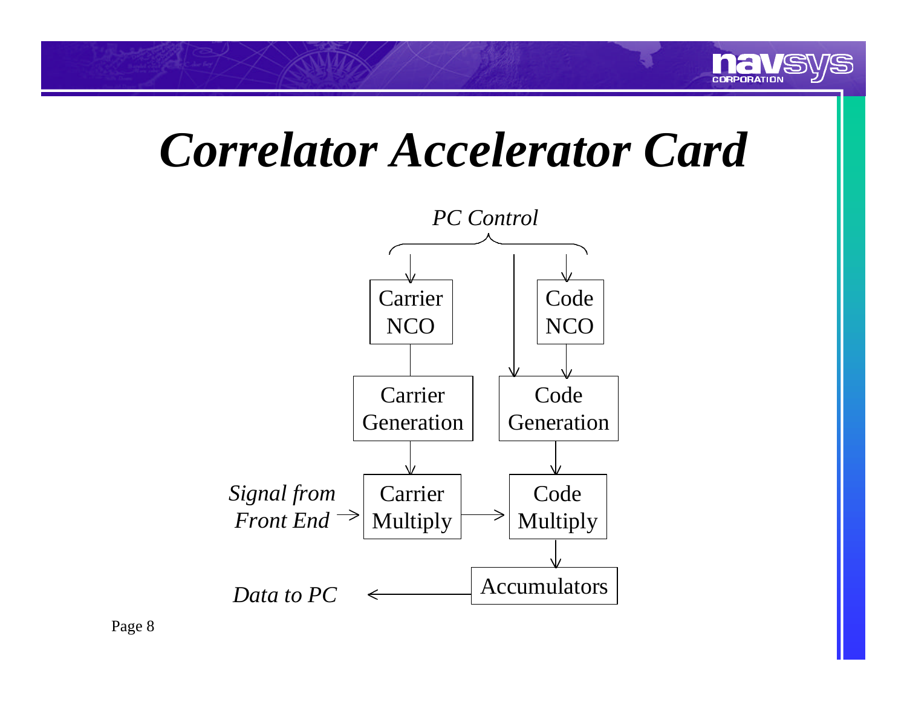# *Correlator Accelerator Card*

*PC Control*

Carrier NCO

Code NCO

Carrier Generation

Code Generation

*Signal from Front End*

Carrier Multiply

Code Multiply

Accumulators

*Data to PC*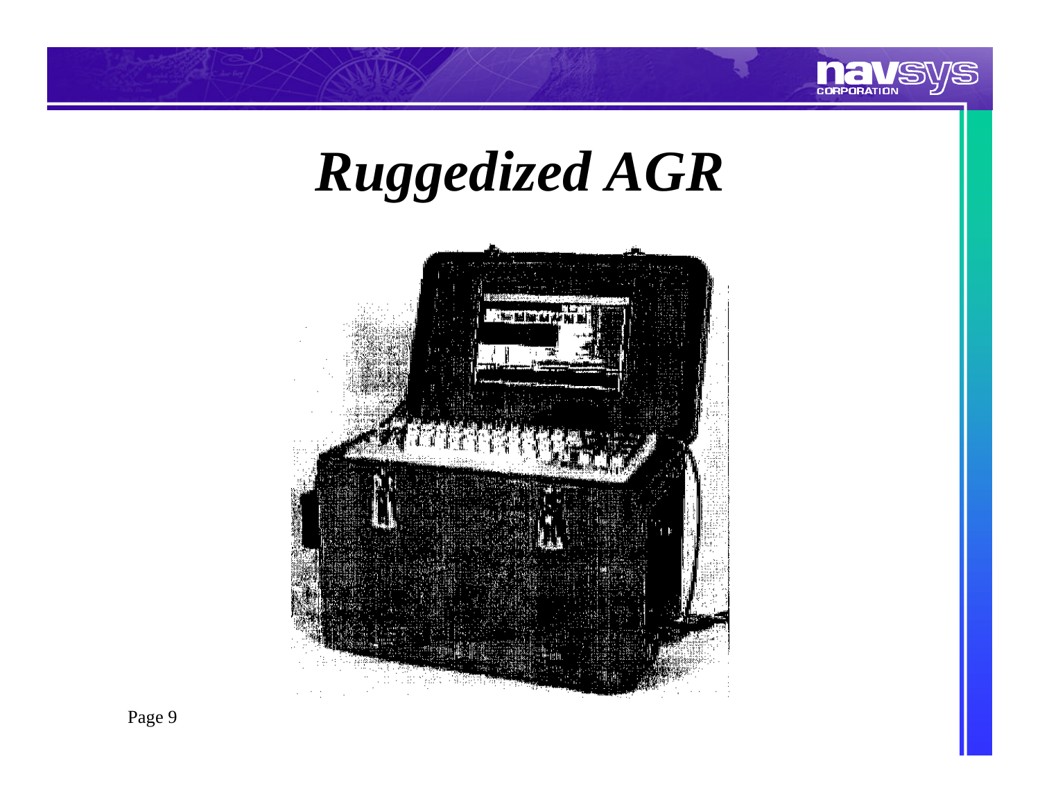# *Ruggedized AGR*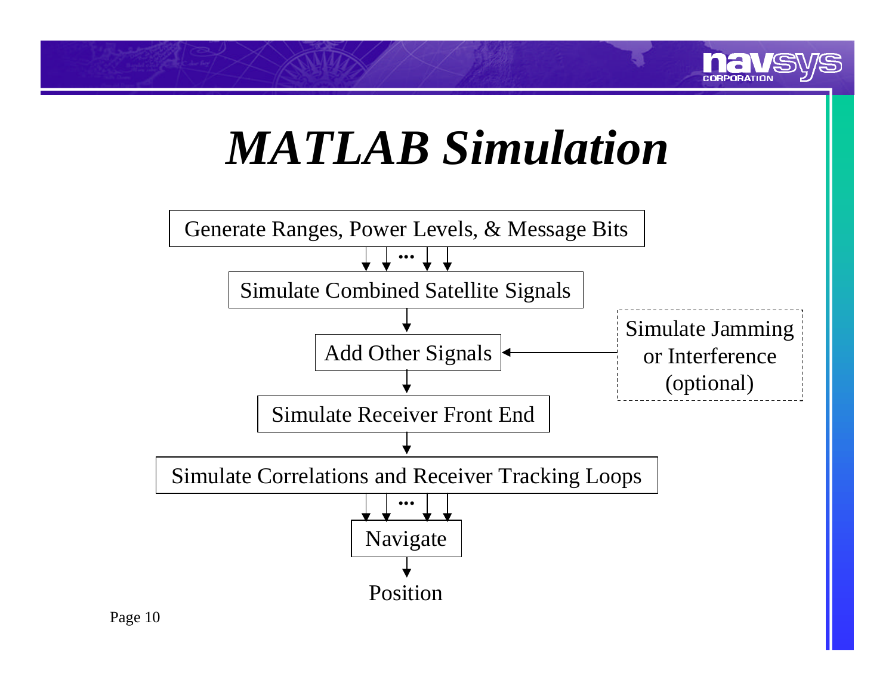# *MATLAB Simulation*

Generate Ranges, Power Levels, & Message Bits

Simulate Combined Satellite Signals

Add Other Signals

Simulate Jamming or Interference (optional)

Simulate Receiver Front End

Simulate Correlations and Receiver Tracking Loops

Navigate

Position